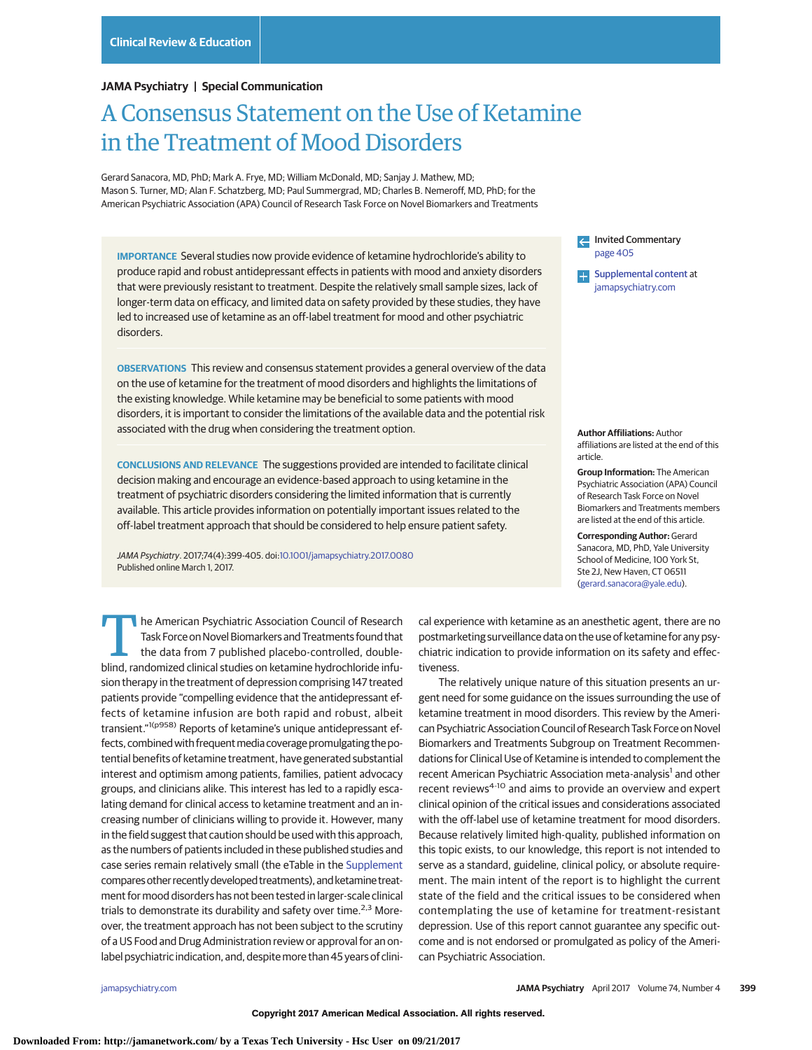Clinical Review & Education

JAMA Psychiatry | Special Communication

# A Consensus Statement on the Use of Ketamine in the Treatment of Mood Disorders

Gerard Sanacora, MD, PhD; Mark A. Frye, MD; William McDonald, MD; Sanjay J. Mathew, MD; Mason S. Turner, MD; Alan F. Schatzberg, MD; Paul Summergrad, MD; Charles B. Nemeroff, MD, PhD; for the American Psychiatric Association (APA) Council of Research Task Force on Novel Biomarkers and Treatments

**IMPORTANCE** Several studies now provide evidence of ketamine hydrochloride's ability to produce rapid and robust antidepressant effects in patients with mood and anxiety disorders that were previously resistant to treatment. Despite the relatively small sample sizes, lack of longer-term data on efficacy, and limited data on safety provided by these studies, they have led to increased use of ketamine as an off-label treatment for mood and other psychiatric disorders.

**OBSERVATIONS** This review and consensus statement provides a general overview of the data on the use of ketamine for the treatment of mood disorders and highlights the limitations of the existing knowledge. While ketamine may be beneficial to some patients with mood disorders, it is important to consider the limitations of the available data and the potential risk associated with the drug when considering the treatment option.

**CONCLUSIONS AND RELEVANCE** The suggestions provided are intended to facilitate clinical decision making and encourage an evidence-based approach to using ketamine in the treatment of psychiatric disorders considering the limited information that is currently available. This article provides information on potentially important issues related to the off-label treatment approach that should be considered to help ensure patient safety.

*JAMA Psychiatry*. 2017;74(4):399-405. doi:10.1001/jamapsychiatry.2017.0080
Published online March 1, 2017.

Invited Commentary page 405

Supplemental content at jamapsychiatry.com

**Author Affiliations:** Author affiliations are listed at the end of this article.

**Group Information:** The American Psychiatric Association (APA) Council of Research Task Force on Novel Biomarkers and Treatments members are listed at the end of this article.

**Corresponding Author:** Gerard Sanacora, MD, PhD, Yale University School of Medicine, 100 York St, Ste 2J, New Haven, CT 06511 (gerard.sanacora@yale.edu).

The American Psychiatric Association Council of Research Task Force on Novel Biomarkers and Treatments found that the data from 7 published placebo-controlled, double-blind, randomized clinical studies on ketamine hydrochloride infusion therapy in the treatment of depression comprising 147 treated patients provide "compelling evidence that the antidepressant effects of ketamine infusion are both rapid and robust, albeit transient."[1(p958)] Reports of ketamine's unique antidepressant effects, combined with frequent media coverage promulgating the potential benefits of ketamine treatment, have generated substantial interest and optimism among patients, families, patient advocacy groups, and clinicians alike. This interest has led to a rapidly escalating demand for clinical access to ketamine treatment and an increasing number of clinicians willing to provide it. However, many in the field suggest that caution should be used with this approach, as the numbers of patients included in these published studies and case series remain relatively small (the eTable in the Supplement compares other recently developed treatments), and ketamine treatment for mood disorders has not been tested in larger-scale clinical trials to demonstrate its durability and safety over time.[2,3] Moreover, the treatment approach has not been subject to the scrutiny of a US Food and Drug Administration review or approval for an on-label psychiatric indication, and, despite more than 45 years of clinical experience with ketamine as an anesthetic agent, there are no postmarketing surveillance data on the use of ketamine for any psychiatric indication to provide information on its safety and effectiveness.

The relatively unique nature of this situation presents an urgent need for some guidance on the issues surrounding the use of ketamine treatment in mood disorders. This review by the American Psychiatric Association Council of Research Task Force on Novel Biomarkers and Treatments Subgroup on Treatment Recommendations for Clinical Use of Ketamine is intended to complement the recent American Psychiatric Association meta-analysis[1] and other recent reviews[4-10] and aims to provide an overview and expert clinical opinion of the critical issues and considerations associated with the off-label use of ketamine treatment for mood disorders. Because relatively limited high-quality, published information on this topic exists, to our knowledge, this report is not intended to serve as a standard, guideline, clinical policy, or absolute requirement. The main intent of the report is to highlight the current state of the field and the critical issues to be considered when contemplating the use of ketamine for treatment-resistant depression. Use of this report cannot guarantee any specific outcome and is not endorsed or promulgated as policy of the American Psychiatric Association.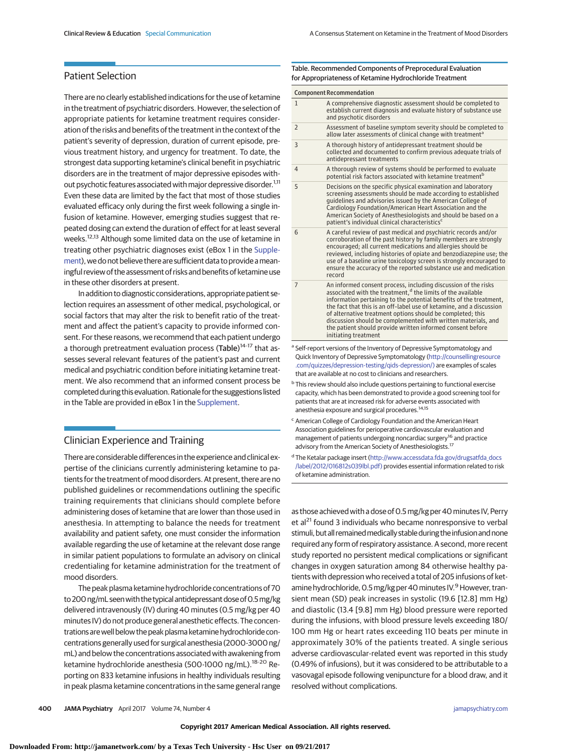## Patient Selection

There are no clearly established indications for the use of ketamine in the treatment of psychiatric disorders. However, the selection of appropriate patients for ketamine treatment requires consideration of the risks and benefits of the treatment in the context of the patient's severity of depression, duration of current episode, previous treatment history, and urgency for treatment. To date, the strongest data supporting ketamine's clinical benefit in psychiatric disorders are in the treatment of major depressive episodes without psychotic features associated with major depressive disorder.[1,11] Even these data are limited by the fact that most of those studies evaluated efficacy only during the first week following a single infusion of ketamine. However, emerging studies suggest that repeated dosing can extend the duration of effect for at least several weeks.[12,13] Although some limited data on the use of ketamine in treating other psychiatric diagnoses exist (eBox 1 in the Supplement), we do not believe there are sufficient data to provide a meaningful review of the assessment of risks and benefits of ketamine use in these other disorders at present.

In addition to diagnostic considerations, appropriate patient selection requires an assessment of other medical, psychological, or social factors that may alter the risk to benefit ratio of the treatment and affect the patient's capacity to provide informed consent. For these reasons, we recommend that each patient undergo a thorough pretreatment evaluation process (Table)[14-17] that assesses several relevant features of the patient's past and current medical and psychiatric condition before initiating ketamine treatment. We also recommend that an informed consent process be completed during this evaluation. Rationale for the suggestions listed in the Table are provided in eBox 1 in the Supplement.

## Clinician Experience and Training

There are considerable differences in the experience and clinical expertise of the clinicians currently administering ketamine to patients for the treatment of mood disorders. At present, there are no published guidelines or recommendations outlining the specific training requirements that clinicians should complete before administering doses of ketamine that are lower than those used in anesthesia. In attempting to balance the needs for treatment availability and patient safety, one must consider the information available regarding the use of ketamine at the relevant dose range in similar patient populations to formulate an advisory on clinical credentialing for ketamine administration for the treatment of mood disorders.

The peak plasma ketamine hydrochloride concentrations of 70 to 200 ng/mL seen with the typical antidepressant dose of 0.5 mg/kg delivered intravenously (IV) during 40 minutes (0.5 mg/kg per 40 minutes IV) do not produce general anesthetic effects. The concentrations are well below the peak plasma ketamine hydrochloride concentrations generally used for surgical anesthesia (2000-3000 ng/mL) and below the concentrations associated with awakening from ketamine hydrochloride anesthesia (500-1000 ng/mL).[18-20] Reporting on 833 ketamine infusions in healthy individuals resulting in peak plasma ketamine concentrations in the same general range as those achieved with a dose of 0.5 mg/kg per 40 minutes IV, Perry et al[21] found 3 individuals who became nonresponsive to verbal stimuli, but all remained medically stable during the infusion and none required any form of respiratory assistance. A second, more recent study reported no persistent medical complications or significant changes in oxygen saturation among 84 otherwise healthy patients with depression who received a total of 205 infusions of ketamine hydrochloride, 0.5 mg/kg per 40 minutes IV.[9] However, transient mean (SD) peak increases in systolic (19.6 [12.8] mm Hg) and diastolic (13.4 [9.8] mm Hg) blood pressure were reported during the infusions, with blood pressure levels exceeding 180/100 mm Hg or heart rates exceeding 110 beats per minute in approximately 30% of the patients treated. A single serious adverse cardiovascular-related event was reported in this study (0.49% of infusions), but it was considered to be attributable to a vasovagal episode following venipuncture for a blood draw, and it resolved without complications.

**Table. Recommended Components of Preprocedural Evaluation for Appropriateness of Ketamine Hydrochloride Treatment**

| Component | Recommendation |
|---|---|
| 1 | A comprehensive diagnostic assessment should be completed to establish current diagnosis and evaluate history of substance use and psychotic disorders |
| 2 | Assessment of baseline symptom severity should be completed to allow later assessments of clinical change with treatment[a] |
| 3 | A thorough history of antidepressant treatment should be collected and documented to confirm previous adequate trials of antidepressant treatments |
| 4 | A thorough review of systems should be performed to evaluate potential risk factors associated with ketamine treatment[b] |
| 5 | Decisions on the specific physical examination and laboratory screening assessments should be made according to established guidelines and advisories issued by the American College of Cardiology Foundation/American Heart Association and the American Society of Anesthesiologists and should be based on a patient's individual clinical characteristics[c] |
| 6 | A careful review of past medical and psychiatric records and/or corroboration of the past history by family members are strongly encouraged; all current medications and allergies should be reviewed, including histories of opiate and benzodiazepine use; the use of a baseline urine toxicology screen is strongly encouraged to ensure the accuracy of the reported substance use and medication record |
| 7 | An informed consent process, including discussion of the risks associated with the treatment,[d] the limits of the available information pertaining to the potential benefits of the treatment, the fact that this is an off-label use of ketamine, and a discussion of alternative treatment options should be completed; this discussion should be complemented with written materials, and the patient should provide written informed consent before initiating treatment |

[a] Self-report versions of the Inventory of Depressive Symptomatology and Quick Inventory of Depressive Symptomatology (http://counsellingresource.com/quizzes/depression-testing/qids-depression/) are examples of scales that are available at no cost to clinicians and researchers.

[b] This review should also include questions pertaining to functional exercise capacity, which has been demonstrated to provide a good screening tool for patients that are at increased risk for adverse events associated with anesthesia exposure and surgical procedures.[14,15]

[c] American College of Cardiology Foundation and the American Heart Association guidelines for perioperative cardiovascular evaluation and management of patients undergoing noncardiac surgery[16] and practice advisory from the American Society of Anesthesiologists.[17]

[d] The Ketalar package insert (http://www.accessdata.fda.gov/drugsatfda_docs/label/2012/016812s039lbl.pdf) provides essential information related to risk of ketamine administration.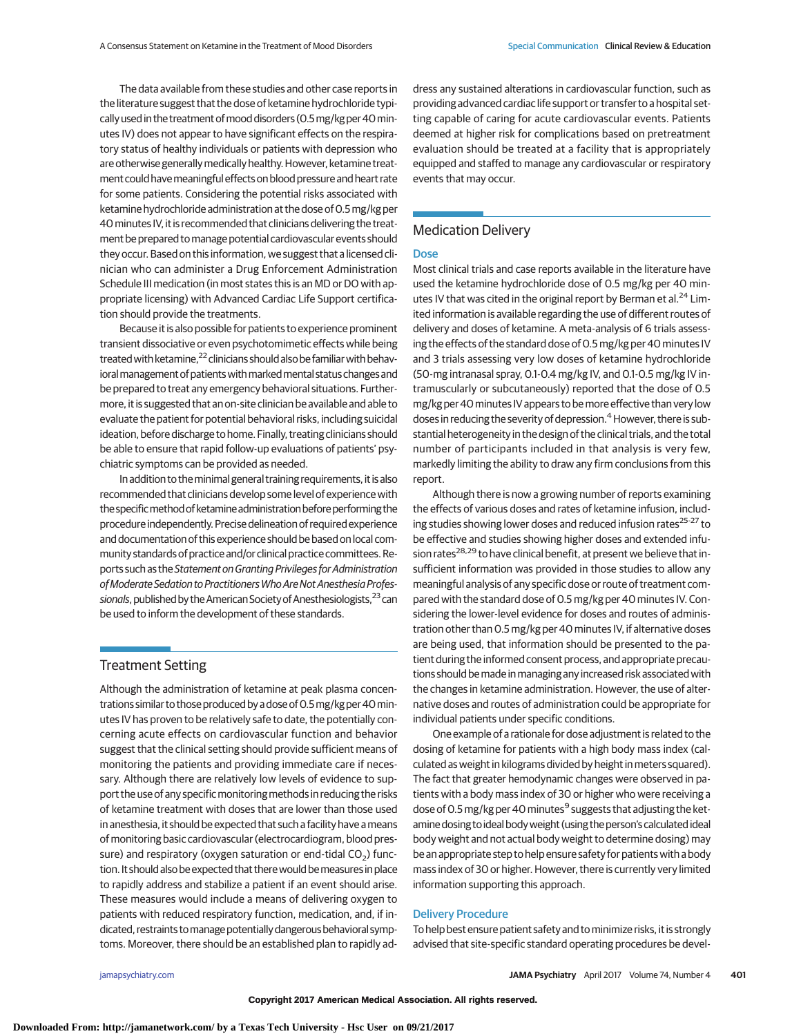The data available from these studies and other case reports in the literature suggest that the dose of ketamine hydrochloride typically used in the treatment of mood disorders (0.5 mg/kg per 40 minutes IV) does not appear to have significant effects on the respiratory status of healthy individuals or patients with depression who are otherwise generally medically healthy. However, ketamine treatment could have meaningful effects on blood pressure and heart rate for some patients. Considering the potential risks associated with ketamine hydrochloride administration at the dose of 0.5 mg/kg per 40 minutes IV, it is recommended that clinicians delivering the treatment be prepared to manage potential cardiovascular events should they occur. Based on this information, we suggest that a licensed clinician who can administer a Drug Enforcement Administration Schedule III medication (in most states this is an MD or DO with appropriate licensing) with Advanced Cardiac Life Support certification should provide the treatments.

Because it is also possible for patients to experience prominent transient dissociative or even psychotomimetic effects while being treated with ketamine,[22] clinicians should also be familiar with behavioral management of patients with marked mental status changes and be prepared to treat any emergency behavioral situations. Furthermore, it is suggested that an on-site clinician be available and able to evaluate the patient for potential behavioral risks, including suicidal ideation, before discharge to home. Finally, treating clinicians should be able to ensure that rapid follow-up evaluations of patients' psychiatric symptoms can be provided as needed.

In addition to the minimal general training requirements, it is also recommended that clinicians develop some level of experience with the specific method of ketamine administration before performing the procedure independently. Precise delineation of required experience and documentation of this experience should be based on local community standards of practice and/or clinical practice committees. Reports such as the *Statement on Granting Privileges for Administration of Moderate Sedation to Practitioners Who Are Not Anesthesia Professionals*, published by the American Society of Anesthesiologists,[23] can be used to inform the development of these standards.

## Treatment Setting

Although the administration of ketamine at peak plasma concentrations similar to those produced by a dose of 0.5 mg/kg per 40 minutes IV has proven to be relatively safe to date, the potentially concerning acute effects on cardiovascular function and behavior suggest that the clinical setting should provide sufficient means of monitoring the patients and providing immediate care if necessary. Although there are relatively low levels of evidence to support the use of any specific monitoring methods in reducing the risks of ketamine treatment with doses that are lower than those used in anesthesia, it should be expected that such a facility have a means of monitoring basic cardiovascular (electrocardiogram, blood pressure) and respiratory (oxygen saturation or end-tidal $CO_2$) function. It should also be expected that there would be measures in place to rapidly address and stabilize a patient if an event should arise. These measures would include a means of delivering oxygen to patients with reduced respiratory function, medication, and, if indicated, restraints to manage potentially dangerous behavioral symptoms. Moreover, there should be an established plan to rapidly address any sustained alterations in cardiovascular function, such as providing advanced cardiac life support or transfer to a hospital setting capable of caring for acute cardiovascular events. Patients deemed at higher risk for complications based on pretreatment evaluation should be treated at a facility that is appropriately equipped and staffed to manage any cardiovascular or respiratory events that may occur.

## Medication Delivery

### Dose

Most clinical trials and case reports available in the literature have used the ketamine hydrochloride dose of 0.5 mg/kg per 40 minutes IV that was cited in the original report by Berman et al.[24] Limited information is available regarding the use of different routes of delivery and doses of ketamine. A meta-analysis of 6 trials assessing the effects of the standard dose of 0.5 mg/kg per 40 minutes IV and 3 trials assessing very low doses of ketamine hydrochloride (50-mg intranasal spray, 0.1-0.4 mg/kg IV, and 0.1-0.5 mg/kg IV intramuscularly or subcutaneously) reported that the dose of 0.5 mg/kg per 40 minutes IV appears to be more effective than very low doses in reducing the severity of depression.[4] However, there is substantial heterogeneity in the design of the clinical trials, and the total number of participants included in that analysis is very few, markedly limiting the ability to draw any firm conclusions from this report.

Although there is now a growing number of reports examining the effects of various doses and rates of ketamine infusion, including studies showing lower doses and reduced infusion rates[25-27] to be effective and studies showing higher doses and extended infusion rates[28,29] to have clinical benefit, at present we believe that insufficient information was provided in those studies to allow any meaningful analysis of any specific dose or route of treatment compared with the standard dose of 0.5 mg/kg per 40 minutes IV. Considering the lower-level evidence for doses and routes of administration other than 0.5 mg/kg per 40 minutes IV, if alternative doses are being used, that information should be presented to the patient during the informed consent process, and appropriate precautions should be made in managing any increased risk associated with the changes in ketamine administration. However, the use of alternative doses and routes of administration could be appropriate for individual patients under specific conditions.

One example of a rationale for dose adjustment is related to the dosing of ketamine for patients with a high body mass index (calculated as weight in kilograms divided by height in meters squared). The fact that greater hemodynamic changes were observed in patients with a body mass index of 30 or higher who were receiving a dose of 0.5 mg/kg per 40 minutes[9] suggests that adjusting the ketamine dosing to ideal body weight (using the person's calculated ideal body weight and not actual body weight to determine dosing) may be an appropriate step to help ensure safety for patients with a body mass index of 30 or higher. However, there is currently very limited information supporting this approach.

### Delivery Procedure

To help best ensure patient safety and to minimize risks, it is strongly advised that site-specific standard operating procedures be devel-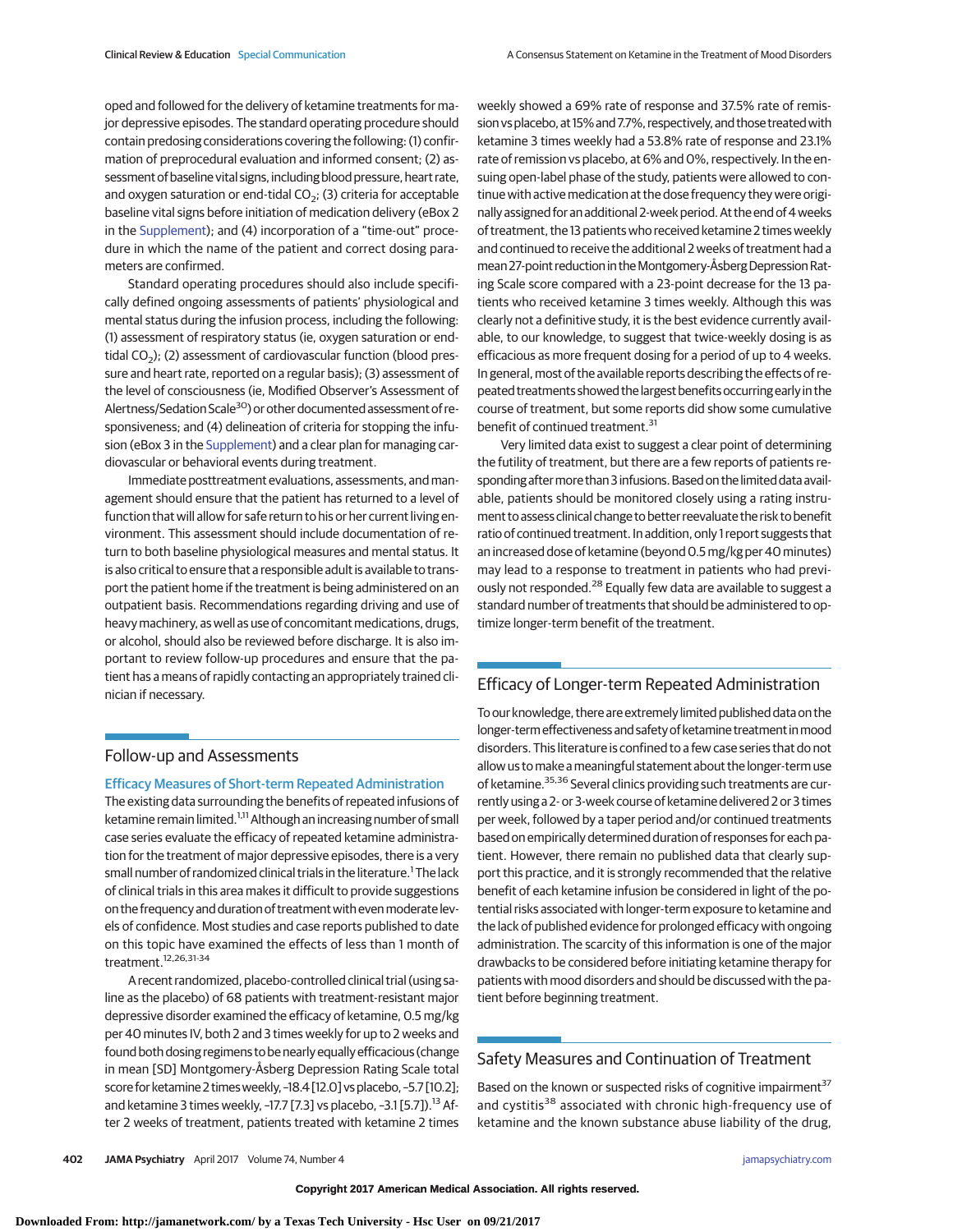oped and followed for the delivery of ketamine treatments for major depressive episodes. The standard operating procedure should contain predosing considerations covering the following: (1) confirmation of preprocedural evaluation and informed consent; (2) assessment of baseline vital signs, including blood pressure, heart rate, and oxygen saturation or end-tidal $CO_2$; (3) criteria for acceptable baseline vital signs before initiation of medication delivery (eBox 2 in the Supplement); and (4) incorporation of a "time-out" procedure in which the name of the patient and correct dosing parameters are confirmed.

Standard operating procedures should also include specifically defined ongoing assessments of patients' physiological and mental status during the infusion process, including the following: (1) assessment of respiratory status (ie, oxygen saturation or end-tidal $CO_2$); (2) assessment of cardiovascular function (blood pressure and heart rate, reported on a regular basis); (3) assessment of the level of consciousness (ie, Modified Observer's Assessment of Alertness/Sedation Scale[30]) or other documented assessment of responsiveness; and (4) delineation of criteria for stopping the infusion (eBox 3 in the Supplement) and a clear plan for managing cardiovascular or behavioral events during treatment.

Immediate posttreatment evaluations, assessments, and management should ensure that the patient has returned to a level of function that will allow for safe return to his or her current living environment. This assessment should include documentation of return to both baseline physiological measures and mental status. It is also critical to ensure that a responsible adult is available to transport the patient home if the treatment is being administered on an outpatient basis. Recommendations regarding driving and use of heavy machinery, as well as use of concomitant medications, drugs, or alcohol, should also be reviewed before discharge. It is also important to review follow-up procedures and ensure that the patient has a means of rapidly contacting an appropriately trained clinician if necessary.

## Follow-up and Assessments

### Efficacy Measures of Short-term Repeated Administration

The existing data surrounding the benefits of repeated infusions of ketamine remain limited.[1,11] Although an increasing number of small case series evaluate the efficacy of repeated ketamine administration for the treatment of major depressive episodes, there is a very small number of randomized clinical trials in the literature.[1] The lack of clinical trials in this area makes it difficult to provide suggestions on the frequency and duration of treatment with even moderate levels of confidence. Most studies and case reports published to date on this topic have examined the effects of less than 1 month of treatment.[12,26,31-34]

A recent randomized, placebo-controlled clinical trial (using saline as the placebo) of 68 patients with treatment-resistant major depressive disorder examined the efficacy of ketamine, 0.5 mg/kg per 40 minutes IV, both 2 and 3 times weekly for up to 2 weeks and found both dosing regimens to be nearly equally efficacious (change in mean [SD] Montgomery-Åsberg Depression Rating Scale total score for ketamine 2 times weekly, –18.4 [12.0] vs placebo, –5.7 [10.2]; and ketamine 3 times weekly, –17.7 [7.3] vs placebo, –3.1 [5.7]).[13] After 2 weeks of treatment, patients treated with ketamine 2 times weekly showed a 69% rate of response and 37.5% rate of remission vs placebo, at 15% and 7.7%, respectively, and those treated with ketamine 3 times weekly had a 53.8% rate of response and 23.1% rate of remission vs placebo, at 6% and 0%, respectively. In the ensuing open-label phase of the study, patients were allowed to continue with active medication at the dose frequency they were originally assigned for an additional 2-week period. At the end of 4 weeks of treatment, the 13 patients who received ketamine 2 times weekly and continued to receive the additional 2 weeks of treatment had a mean 27-point reduction in the Montgomery-Åsberg Depression Rating Scale score compared with a 23-point decrease for the 13 patients who received ketamine 3 times weekly. Although this was clearly not a definitive study, it is the best evidence currently available, to our knowledge, to suggest that twice-weekly dosing is as efficacious as more frequent dosing for a period of up to 4 weeks. In general, most of the available reports describing the effects of repeated treatments showed the largest benefits occurring early in the course of treatment, but some reports did show some cumulative benefit of continued treatment.[31]

Very limited data exist to suggest a clear point of determining the futility of treatment, but there are a few reports of patients responding after more than 3 infusions. Based on the limited data available, patients should be monitored closely using a rating instrument to assess clinical change to better reevaluate the risk to benefit ratio of continued treatment. In addition, only 1 report suggests that an increased dose of ketamine (beyond 0.5 mg/kg per 40 minutes) may lead to a response to treatment in patients who had previously not responded.[28] Equally few data are available to suggest a standard number of treatments that should be administered to optimize longer-term benefit of the treatment.

## Efficacy of Longer-term Repeated Administration

To our knowledge, there are extremely limited published data on the longer-term effectiveness and safety of ketamine treatment in mood disorders. This literature is confined to a few case series that do not allow us to make a meaningful statement about the longer-term use of ketamine.[35,36] Several clinics providing such treatments are currently using a 2- or 3-week course of ketamine delivered 2 or 3 times per week, followed by a taper period and/or continued treatments based on empirically determined duration of responses for each patient. However, there remain no published data that clearly support this practice, and it is strongly recommended that the relative benefit of each ketamine infusion be considered in light of the potential risks associated with longer-term exposure to ketamine and the lack of published evidence for prolonged efficacy with ongoing administration. The scarcity of this information is one of the major drawbacks to be considered before initiating ketamine therapy for patients with mood disorders and should be discussed with the patient before beginning treatment.

## Safety Measures and Continuation of Treatment

Based on the known or suspected risks of cognitive impairment[37] and cystitis[38] associated with chronic high-frequency use of ketamine and the known substance abuse liability of the drug,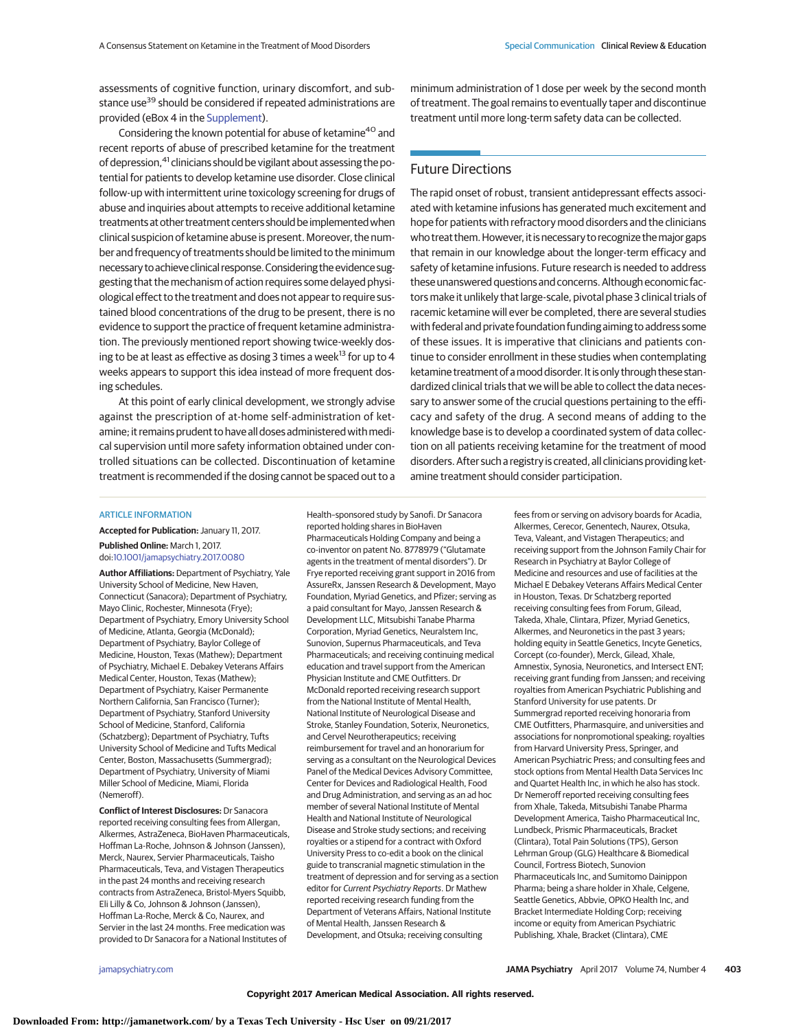assessments of cognitive function, urinary discomfort, and substance use[39] should be considered if repeated administrations are provided (eBox 4 in the Supplement).

Considering the known potential for abuse of ketamine[40] and recent reports of abuse of prescribed ketamine for the treatment of depression,[41] clinicians should be vigilant about assessing the potential for patients to develop ketamine use disorder. Close clinical follow-up with intermittent urine toxicology screening for drugs of abuse and inquiries about attempts to receive additional ketamine treatments at other treatment centers should be implemented when clinical suspicion of ketamine abuse is present. Moreover, the number and frequency of treatments should be limited to the minimum necessary to achieve clinical response. Considering the evidence suggesting that the mechanism of action requires some delayed physiological effect to the treatment and does not appear to require sustained blood concentrations of the drug to be present, there is no evidence to support the practice of frequent ketamine administration. The previously mentioned report showing twice-weekly dosing to be at least as effective as dosing 3 times a week[13] for up to 4 weeks appears to support this idea instead of more frequent dosing schedules.

At this point of early clinical development, we strongly advise against the prescription of at-home self-administration of ketamine; it remains prudent to have all doses administered with medical supervision until more safety information obtained under controlled situations can be collected. Discontinuation of ketamine treatment is recommended if the dosing cannot be spaced out to a minimum administration of 1 dose per week by the second month of treatment. The goal remains to eventually taper and discontinue treatment until more long-term safety data can be collected.

## Future Directions

The rapid onset of robust, transient antidepressant effects associated with ketamine infusions has generated much excitement and hope for patients with refractory mood disorders and the clinicians who treat them. However, it is necessary to recognize the major gaps that remain in our knowledge about the longer-term efficacy and safety of ketamine infusions. Future research is needed to address these unanswered questions and concerns. Although economic factors make it unlikely that large-scale, pivotal phase 3 clinical trials of racemic ketamine will ever be completed, there are several studies with federal and private foundation funding aiming to address some of these issues. It is imperative that clinicians and patients continue to consider enrollment in these studies when contemplating ketamine treatment of a mood disorder. It is only through these standardized clinical trials that we will be able to collect the data necessary to answer some of the crucial questions pertaining to the efficacy and safety of the drug. A second means of adding to the knowledge base is to develop a coordinated system of data collection on all patients receiving ketamine for the treatment of mood disorders. After such a registry is created, all clinicians providing ketamine treatment should consider participation.

### ARTICLE INFORMATION

**Accepted for Publication:** January 11, 2017.

**Published Online:** March 1, 2017. doi:10.1001/jamapsychiatry.2017.0080

**Author Affiliations:** Department of Psychiatry, Yale University School of Medicine, New Haven, Connecticut (Sanacora); Department of Psychiatry, Mayo Clinic, Rochester, Minnesota (Frye); Department of Psychiatry, Emory University School of Medicine, Atlanta, Georgia (McDonald); Department of Psychiatry, Baylor College of Medicine, Houston, Texas (Mathew); Department of Psychiatry, Michael E. Debakey Veterans Affairs Medical Center, Houston, Texas (Mathew); Department of Psychiatry, Kaiser Permanente Northern California, San Francisco (Turner); Department of Psychiatry, Stanford University School of Medicine, Stanford, California (Schatzberg); Department of Psychiatry, Tufts University School of Medicine and Tufts Medical Center, Boston, Massachusetts (Summergrad); Department of Psychiatry, University of Miami Miller School of Medicine, Miami, Florida (Nemeroff).

**Conflict of Interest Disclosures:** Dr Sanacora reported receiving consulting fees from Allergan, Alkermes, AstraZeneca, BioHaven Pharmaceuticals, Hoffman La-Roche, Johnson & Johnson (Janssen), Merck, Naurex, Servier Pharmaceuticals, Taisho Pharmaceuticals, Teva, and Vistagen Therapeutics in the past 24 months and receiving research contracts from AstraZeneca, Bristol-Myers Squibb, Eli Lilly & Co, Johnson & Johnson (Janssen), Hoffman La-Roche, Merck & Co, Naurex, and Servier in the last 24 months. Free medication was provided to Dr Sanacora for a National Institutes of Health–sponsored study by Sanofi. Dr Sanacora reported holding shares in BioHaven Pharmaceuticals Holding Company and being a co-inventor on patent No. 8778979 ("Glutamate agents in the treatment of mental disorders"). Dr Frye reported receiving grant support in 2016 from AssureRx, Janssen Research & Development, Mayo Foundation, Myriad Genetics, and Pfizer; serving as a paid consultant for Mayo, Janssen Research & Development LLC, Mitsubishi Tanabe Pharma Corporation, Myriad Genetics, Neuralstem Inc, Sunovion, Supernus Pharmaceuticals, and Teva Pharmaceuticals; and receiving continuing medical education and travel support from the American Physician Institute and CME Outfitters. Dr McDonald reported receiving research support from the National Institute of Mental Health, National Institute of Neurological Disease and Stroke, Stanley Foundation, Soterix, Neuronetics, and Cervel Neurotherapeutics; receiving reimbursement for travel and an honorarium for serving as a consultant on the Neurological Devices Panel of the Medical Devices Advisory Committee, Center for Devices and Radiological Health, Food and Drug Administration, and serving as an ad hoc member of several National Institute of Mental Health and National Institute of Neurological Disease and Stroke study sections; and receiving royalties or a stipend for a contract with Oxford University Press to co-edit a book on the clinical guide to transcranial magnetic stimulation in the treatment of depression and for serving as a section editor for *Current Psychiatry Reports*. Dr Mathew reported receiving research funding from the Department of Veterans Affairs, National Institute of Mental Health, Janssen Research & Development, and Otsuka; receiving consulting fees from or serving on advisory boards for Acadia, Alkermes, Cerecor, Genentech, Naurex, Otsuka, Teva, Valeant, and Vistagen Therapeutics; and receiving support from the Johnson Family Chair for Research in Psychiatry at Baylor College of Medicine and resources and use of facilities at the Michael E Debakey Veterans Affairs Medical Center in Houston, Texas. Dr Schatzberg reported receiving consulting fees from Forum, Gilead, Takeda, Xhale, Clintara, Pfizer, Myriad Genetics, Alkermes, and Neuronetics in the past 3 years; holding equity in Seattle Genetics, Incyte Genetics, Corcept (co-founder), Merck, Gilead, Xhale, Amnestix, Synosia, Neuronetics, and Intersect ENT; receiving grant funding from Janssen; and receiving royalties from American Psychiatric Publishing and Stanford University for use patents. Dr Summergrad reported receiving honoraria from CME Outfitters, Pharmasquire, and universities and associations for nonpromotional speaking; royalties from Harvard University Press, Springer, and American Psychiatric Press; and consulting fees and stock options from Mental Health Data Services Inc and Quartet Health Inc, in which he also has stock. Dr Nemeroff reported receiving consulting fees from Xhale, Takeda, Mitsubishi Tanabe Pharma Development America, Taisho Pharmaceutical Inc, Lundbeck, Prismic Pharmaceuticals, Bracket (Clintara), Total Pain Solutions (TPS), Gerson Lehrman Group (GLG) Healthcare & Biomedical Council, Fortress Biotech, Sunovion Pharmaceuticals Inc, and Sumitomo Dainippon Pharma; being a share holder in Xhale, Celgene, Seattle Genetics, Abbvie, OPKO Health Inc, and Bracket Intermediate Holding Corp; receiving income or equity from American Psychiatric Publishing, Xhale, Bracket (Clintara), CME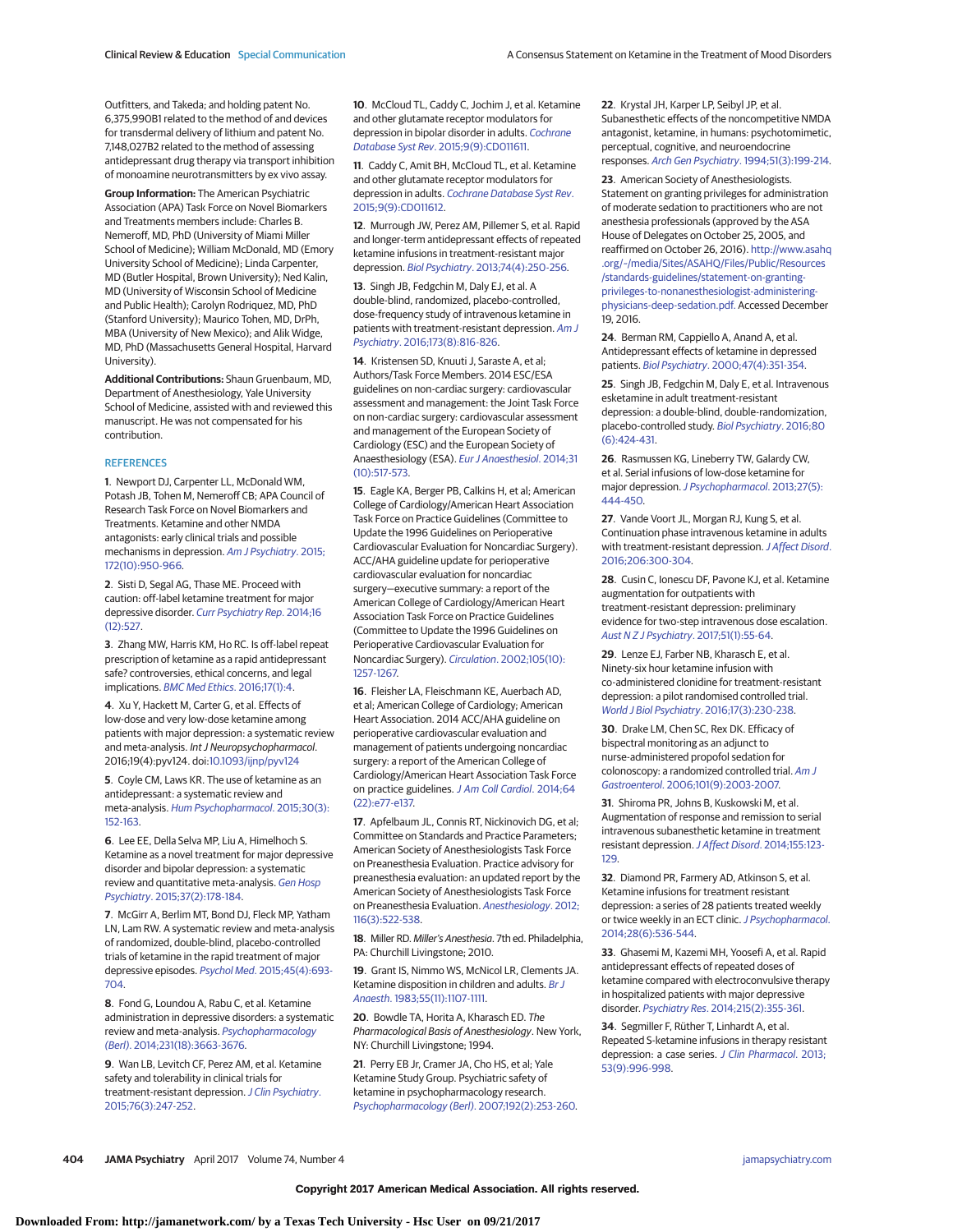Outfitters, and Takeda; and holding patent No. 6,375,990B1 related to the method of and devices for transdermal delivery of lithium and patent No. 7,148,027B2 related to the method of assessing antidepressant drug therapy via transport inhibition of monoamine neurotransmitters by ex vivo assay.

**Group Information:** The American Psychiatric Association (APA) Task Force on Novel Biomarkers and Treatments members include: Charles B. Nemeroff, MD, PhD (University of Miami Miller School of Medicine); William McDonald, MD (Emory University School of Medicine); Linda Carpenter, MD (Butler Hospital, Brown University); Ned Kalin, MD (University of Wisconsin School of Medicine and Public Health); Carolyn Rodriquez, MD, PhD (Stanford University); Maurico Tohen, MD, DrPh, MBA (University of New Mexico); and Alik Widge, MD, PhD (Massachusetts General Hospital, Harvard University).

**Additional Contributions:** Shaun Gruenbaum, MD, Department of Anesthesiology, Yale University School of Medicine, assisted with and reviewed this manuscript. He was not compensated for his contribution.

## REFERENCES

1. Newport DJ, Carpenter LL, McDonald WM, Potash JB, Tohen M, Nemeroff CB; APA Council of Research Task Force on Novel Biomarkers and Treatments. Ketamine and other NMDA antagonists: early clinical trials and possible mechanisms in depression. *Am J Psychiatry*. 2015;172(10):950-966.

2. Sisti D, Segal AG, Thase ME. Proceed with caution: off-label ketamine treatment for major depressive disorder. *Curr Psychiatry Rep*. 2014;16(12):527.

3. Zhang MW, Harris KM, Ho RC. Is off-label repeat prescription of ketamine as a rapid antidepressant safe? controversies, ethical concerns, and legal implications. *BMC Med Ethics*. 2016;17(1):4.

4. Xu Y, Hackett M, Carter G, et al. Effects of low-dose and very low-dose ketamine among patients with major depression: a systematic review and meta-analysis. *Int J Neuropsychopharmacol*. 2016;19(4):pyv124. doi:10.1093/ijnp/pyv124

5. Coyle CM, Laws KR. The use of ketamine as an antidepressant: a systematic review and meta-analysis. *Hum Psychopharmacol*. 2015;30(3):152-163.

6. Lee EE, Della Selva MP, Liu A, Himelhoch S. Ketamine as a novel treatment for major depressive disorder and bipolar depression: a systematic review and quantitative meta-analysis. *Gen Hosp Psychiatry*. 2015;37(2):178-184.

7. McGirr A, Berlim MT, Bond DJ, Fleck MP, Yatham LN, Lam RW. A systematic review and meta-analysis of randomized, double-blind, placebo-controlled trials of ketamine in the rapid treatment of major depressive episodes. *Psychol Med*. 2015;45(4):693-704.

8. Fond G, Loundou A, Rabu C, et al. Ketamine administration in depressive disorders: a systematic review and meta-analysis. *Psychopharmacology (Berl)*. 2014;231(18):3663-3676.

9. Wan LB, Levitch CF, Perez AM, et al. Ketamine safety and tolerability in clinical trials for treatment-resistant depression. *J Clin Psychiatry*. 2015;76(3):247-252.

10. McCloud TL, Caddy C, Jochim J, et al. Ketamine and other glutamate receptor modulators for depression in bipolar disorder in adults. *Cochrane Database Syst Rev*. 2015;9(9):CD011611.

11. Caddy C, Amit BH, McCloud TL, et al. Ketamine and other glutamate receptor modulators for depression in adults. *Cochrane Database Syst Rev*. 2015;9(9):CD011612.

12. Murrough JW, Perez AM, Pillemer S, et al. Rapid and longer-term antidepressant effects of repeated ketamine infusions in treatment-resistant major depression. *Biol Psychiatry*. 2013;74(4):250-256.

13. Singh JB, Fedgchin M, Daly EJ, et al. A double-blind, randomized, placebo-controlled, dose-frequency study of intravenous ketamine in patients with treatment-resistant depression. *Am J Psychiatry*. 2016;173(8):816-826.

14. Kristensen SD, Knuuti J, Saraste A, et al; Authors/Task Force Members. 2014 ESC/ESA guidelines on non-cardiac surgery: cardiovascular assessment and management: the Joint Task Force on non-cardiac surgery: cardiovascular assessment and management of the European Society of Cardiology (ESC) and the European Society of Anaesthesiology (ESA). *Eur J Anaesthesiol*. 2014;31(10):517-573.

15. Eagle KA, Berger PB, Calkins H, et al; American College of Cardiology/American Heart Association Task Force on Practice Guidelines (Committee to Update the 1996 Guidelines on Perioperative Cardiovascular Evaluation for Noncardiac Surgery). ACC/AHA guideline update for perioperative cardiovascular evaluation for noncardiac surgery—executive summary: a report of the American College of Cardiology/American Heart Association Task Force on Practice Guidelines (Committee to Update the 1996 Guidelines on Perioperative Cardiovascular Evaluation for Noncardiac Surgery). *Circulation*. 2002;105(10):1257-1267.

16. Fleisher LA, Fleischmann KE, Auerbach AD, et al; American College of Cardiology; American Heart Association. 2014 ACC/AHA guideline on perioperative cardiovascular evaluation and management of patients undergoing noncardiac surgery: a report of the American College of Cardiology/American Heart Association Task Force on practice guidelines. *J Am Coll Cardiol*. 2014;64(22):e77-e137.

17. Apfelbaum JL, Connis RT, Nickinovich DG, et al; Committee on Standards and Practice Parameters; American Society of Anesthesiologists Task Force on Preanesthesia Evaluation. Practice advisory for preanesthesia evaluation: an updated report by the American Society of Anesthesiologists Task Force on Preanesthesia Evaluation. *Anesthesiology*. 2012;116(3):522-538.

18. Miller RD. *Miller's Anesthesia*. 7th ed. Philadelphia, PA: Churchill Livingstone; 2010.

19. Grant IS, Nimmo WS, McNicol LR, Clements JA. Ketamine disposition in children and adults. *Br J Anaesth*. 1983;55(11):1107-1111.

20. Bowdle TA, Horita A, Kharasch ED. *The Pharmacological Basis of Anesthesiology*. New York, NY: Churchill Livingstone; 1994.

21. Perry EB Jr, Cramer JA, Cho HS, et al; Yale Ketamine Study Group. Psychiatric safety of ketamine in psychopharmacology research. *Psychopharmacology (Berl)*. 2007;192(2):253-260.

22. Krystal JH, Karper LP, Seibyl JP, et al. Subanesthetic effects of the noncompetitive NMDA antagonist, ketamine, in humans: psychotomimetic, perceptual, cognitive, and neuroendocrine responses. *Arch Gen Psychiatry*. 1994;51(3):199-214.

23. American Society of Anesthesiologists. Statement on granting privileges for administration of moderate sedation to practitioners who are not anesthesia professionals (approved by the ASA House of Delegates on October 25, 2005, and reaffirmed on October 26, 2016). http://www.asahq.org/~/media/Sites/ASAHQ/Files/Public/Resources/standards-guidelines/statement-on-granting-privileges-to-nonanesthesiologist-administering-physicians-deep-sedation.pdf. Accessed December 19, 2016.

24. Berman RM, Cappiello A, Anand A, et al. Antidepressant effects of ketamine in depressed patients. *Biol Psychiatry*. 2000;47(4):351-354.

25. Singh JB, Fedgchin M, Daly E, et al. Intravenous esketamine in adult treatment-resistant depression: a double-blind, double-randomization, placebo-controlled study. *Biol Psychiatry*. 2016;80(6):424-431.

26. Rasmussen KG, Lineberry TW, Galardy CW, et al. Serial infusions of low-dose ketamine for major depression. *J Psychopharmacol*. 2013;27(5):444-450.

27. Vande Voort JL, Morgan RJ, Kung S, et al. Continuation phase intravenous ketamine in adults with treatment-resistant depression. *J Affect Disord*. 2016;206:300-304.

28. Cusin C, Ionescu DF, Pavone KJ, et al. Ketamine augmentation for outpatients with treatment-resistant depression: preliminary evidence for two-step intravenous dose escalation. *Aust N Z J Psychiatry*. 2017;51(1):55-64.

29. Lenze EJ, Farber NB, Kharasch E, et al. Ninety-six hour ketamine infusion with co-administered clonidine for treatment-resistant depression: a pilot randomised controlled trial. *World J Biol Psychiatry*. 2016;17(3):230-238.

30. Drake LM, Chen SC, Rex DK. Efficacy of bispectral monitoring as an adjunct to nurse-administered propofol sedation for colonoscopy: a randomized controlled trial. *Am J Gastroenterol*. 2006;101(9):2003-2007.

31. Shiroma PR, Johns B, Kuskowski M, et al. Augmentation of response and remission to serial intravenous subanesthetic ketamine in treatment resistant depression. *J Affect Disord*. 2014;155:123-129.

32. Diamond PR, Farmery AD, Atkinson S, et al. Ketamine infusions for treatment resistant depression: a series of 28 patients treated weekly or twice weekly in an ECT clinic. *J Psychopharmacol*. 2014;28(6):536-544.

33. Ghasemi M, Kazemi MH, Yoosefi A, et al. Rapid antidepressant effects of repeated doses of ketamine compared with electroconvulsive therapy in hospitalized patients with major depressive disorder. *Psychiatry Res*. 2014;215(2):355-361.

34. Segmiller F, Rüther T, Linhardt A, et al. Repeated S-ketamine infusions in therapy resistant depression: a case series. *J Clin Pharmacol*. 2013;53(9):996-998.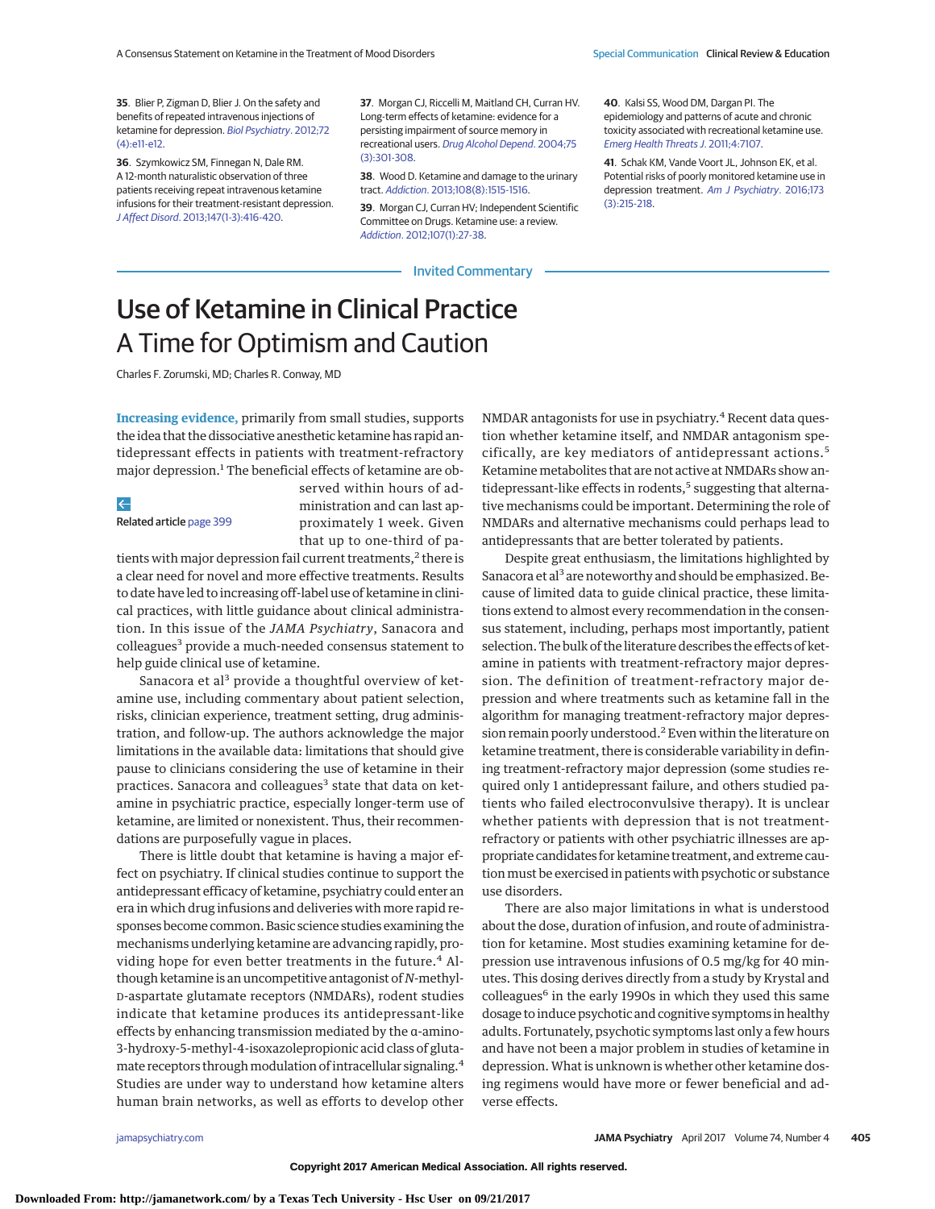35. Blier P, Zigman D, Blier J. On the safety and benefits of repeated intravenous injections of ketamine for depression. *Biol Psychiatry*. 2012;72(4):e11-e12.

36. Szymkowicz SM, Finnegan N, Dale RM. A 12-month naturalistic observation of three patients receiving repeat intravenous ketamine infusions for their treatment-resistant depression. *J Affect Disord*. 2013;147(1-3):416-420.

37. Morgan CJ, Riccelli M, Maitland CH, Curran HV. Long-term effects of ketamine: evidence for a persisting impairment of source memory in recreational users. *Drug Alcohol Depend*. 2004;75(3):301-308.

38. Wood D. Ketamine and damage to the urinary tract. *Addiction*. 2013;108(8):1515-1516.

39. Morgan CJ, Curran HV; Independent Scientific Committee on Drugs. Ketamine use: a review. *Addiction*. 2012;107(1):27-38.

40. Kalsi SS, Wood DM, Dargan PI. The epidemiology and patterns of acute and chronic toxicity associated with recreational ketamine use. *Emerg Health Threats J*. 2011;4:7107.

41. Schak KM, Vande Voort JL, Johnson EK, et al. Potential risks of poorly monitored ketamine use in depression treatment. *Am J Psychiatry*. 2016;173(3):215-218.

Invited Commentary

# Use of Ketamine in Clinical Practice
## A Time for Optimism and Caution

Charles F. Zorumski, MD; Charles R. Conway, MD

Related article page 399

**Increasing evidence,** primarily from small studies, supports the idea that the dissociative anesthetic ketamine has rapid antidepressant effects in patients with treatment-refractory major depression.[1] The beneficial effects of ketamine are observed within hours of administration and can last approximately 1 week. Given that up to one-third of patients with major depression fail current treatments,[2] there is a clear need for novel and more effective treatments. Results to date have led to increasing off-label use of ketamine in clinical practices, with little guidance about clinical administration. In this issue of the *JAMA Psychiatry*, Sanacora and colleagues[3] provide a much-needed consensus statement to help guide clinical use of ketamine.

Sanacora et al[3] provide a thoughtful overview of ketamine use, including commentary about patient selection, risks, clinician experience, treatment setting, drug administration, and follow-up. The authors acknowledge the major limitations in the available data: limitations that should give pause to clinicians considering the use of ketamine in their practices. Sanacora and colleagues[3] state that data on ketamine in psychiatric practice, especially longer-term use of ketamine, are limited or nonexistent. Thus, their recommendations are purposefully vague in places.

There is little doubt that ketamine is having a major effect on psychiatry. If clinical studies continue to support the antidepressant efficacy of ketamine, psychiatry could enter an era in which drug infusions and deliveries with more rapid responses become common. Basic science studies examining the mechanisms underlying ketamine are advancing rapidly, providing hope for even better treatments in the future.[4] Although ketamine is an uncompetitive antagonist of *N*-methyl-D-aspartate glutamate receptors (NMDARs), rodent studies indicate that ketamine produces its antidepressant-like effects by enhancing transmission mediated by the α-amino-3-hydroxy-5-methyl-4-isoxazolepropionic acid class of glutamate receptors through modulation of intracellular signaling.[4] Studies are under way to understand how ketamine alters human brain networks, as well as efforts to develop other NMDAR antagonists for use in psychiatry.[4] Recent data question whether ketamine itself, and NMDAR antagonism specifically, are key mediators of antidepressant actions.[5] Ketamine metabolites that are not active at NMDARs show antidepressant-like effects in rodents,[5] suggesting that alternative mechanisms could be important. Determining the role of NMDARs and alternative mechanisms could perhaps lead to antidepressants that are better tolerated by patients.

Despite great enthusiasm, the limitations highlighted by Sanacora et al[3] are noteworthy and should be emphasized. Because of limited data to guide clinical practice, these limitations extend to almost every recommendation in the consensus statement, including, perhaps most importantly, patient selection. The bulk of the literature describes the effects of ketamine in patients with treatment-refractory major depression. The definition of treatment-refractory major depression and where treatments such as ketamine fall in the algorithm for managing treatment-refractory major depression remain poorly understood.[2] Even within the literature on ketamine treatment, there is considerable variability in defining treatment-refractory major depression (some studies required only 1 antidepressant failure, and others studied patients who failed electroconvulsive therapy). It is unclear whether patients with depression that is not treatment-refractory or patients with other psychiatric illnesses are appropriate candidates for ketamine treatment, and extreme caution must be exercised in patients with psychotic or substance use disorders.

There are also major limitations in what is understood about the dose, duration of infusion, and route of administration for ketamine. Most studies examining ketamine for depression use intravenous infusions of 0.5 mg/kg for 40 minutes. This dosing derives directly from a study by Krystal and colleagues[6] in the early 1990s in which they used this same dosage to induce psychotic and cognitive symptoms in healthy adults. Fortunately, psychotic symptoms last only a few hours and have not been a major problem in studies of ketamine in depression. What is unknown is whether other ketamine dosing regimens would have more or fewer beneficial and adverse effects.